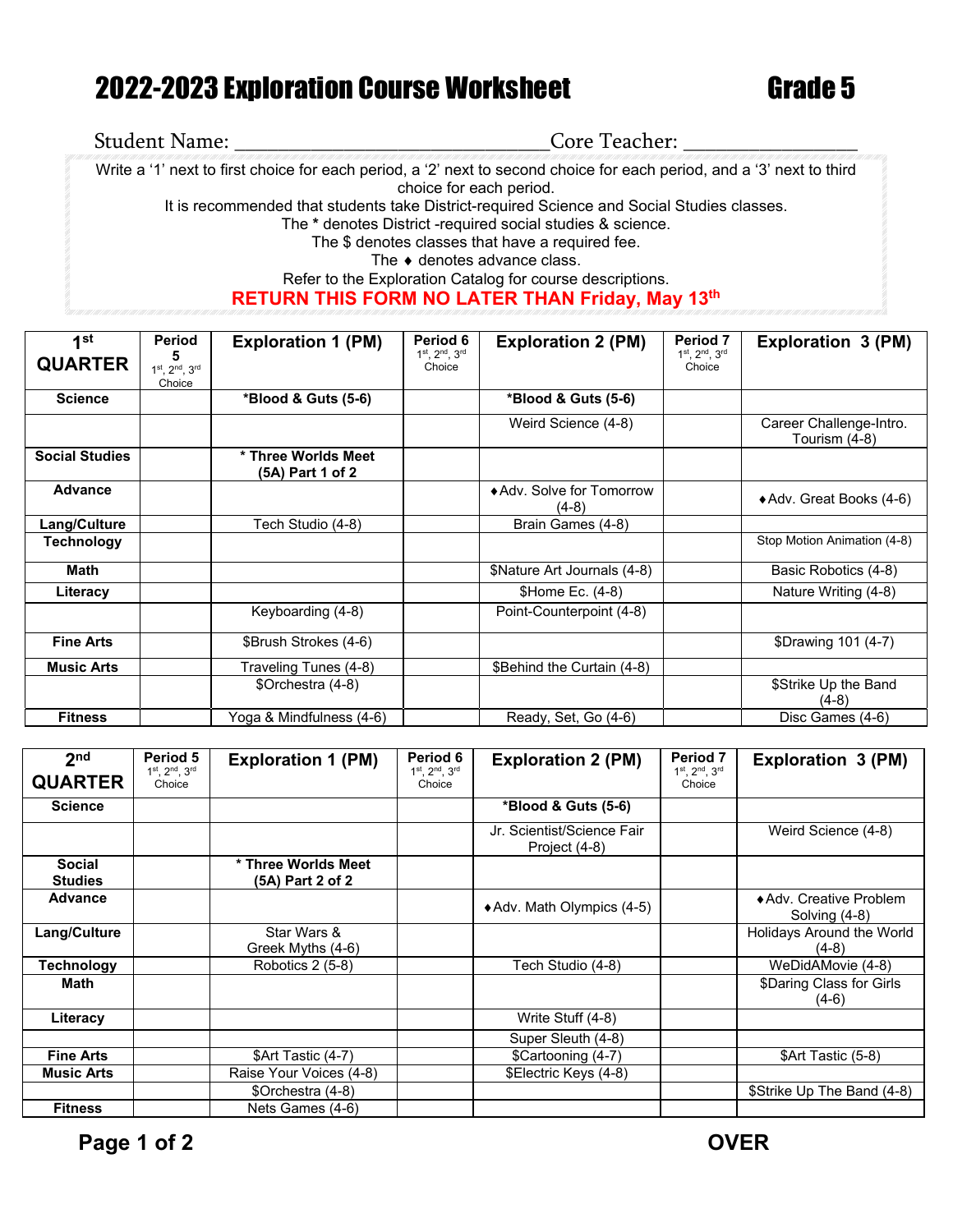# 2022-2023 Exploration Course Worksheet — Grade 5

Student Name: ______________________________ Core Teacher: ________________

Write a '1' next to first choice for each period, a '2' next to second choice for each period, and a '3' next to third choice for each period.
It is recommended that students take District-required Science and Social Studies classes.
The * denotes District -required social studies & science.
The $ denotes classes that have a required fee.
The ♦ denotes advance class.
Refer to the Exploration Catalog for course descriptions.

**RETURN THIS FORM NO LATER THAN Friday, May 13th**

| 1st QUARTER | Period 5 1st, 2nd, 3rd Choice | Exploration 1 (PM) | Period 6 1st, 2nd, 3rd Choice | Exploration 2 (PM) | Period 7 1st, 2nd, 3rd Choice | Exploration 3 (PM) |
|---|---|---|---|---|---|---|
| **Science** | | **\*Blood & Guts (5-6)** | | **\*Blood & Guts (5-6)** | | |
| | | | | Weird Science (4-8) | | Career Challenge-Intro. Tourism (4-8) |
| **Social Studies** | | **\* Three Worlds Meet (5A) Part 1 of 2** | | | | |
| **Advance** | | | | ♦Adv. Solve for Tomorrow (4-8) | | ♦Adv. Great Books (4-6) |
| **Lang/Culture** | | Tech Studio (4-8) | | Brain Games (4-8) | | |
| **Technology** | | | | | | Stop Motion Animation (4-8) |
| **Math** | | | | $Nature Art Journals (4-8) | | Basic Robotics (4-8) |
| **Literacy** | | | | $Home Ec. (4-8) | | Nature Writing (4-8) |
| | | Keyboarding (4-8) | | Point-Counterpoint (4-8) | | |
| **Fine Arts** | | $Brush Strokes (4-6) | | | | $Drawing 101 (4-7) |
| **Music Arts** | | Traveling Tunes (4-8) | | $Behind the Curtain (4-8) | | |
| | | $Orchestra (4-8) | | | | $Strike Up the Band (4-8) |
| **Fitness** | | Yoga & Mindfulness (4-6) | | Ready, Set, Go (4-6) | | Disc Games (4-6) |

| 2nd QUARTER | Period 5 1st, 2nd, 3rd Choice | Exploration 1 (PM) | Period 6 1st, 2nd, 3rd Choice | Exploration 2 (PM) | Period 7 1st, 2nd, 3rd Choice | Exploration 3 (PM) |
|---|---|---|---|---|---|---|
| **Science** | | | | **\*Blood & Guts (5-6)** | | |
| | | | | Jr. Scientist/Science Fair Project (4-8) | | Weird Science (4-8) |
| **Social Studies** | | **\* Three Worlds Meet (5A) Part 2 of 2** | | | | |
| **Advance** | | | | ♦Adv. Math Olympics (4-5) | | ♦Adv. Creative Problem Solving (4-8) |
| **Lang/Culture** | | Star Wars & Greek Myths (4-6) | | | | Holidays Around the World (4-8) |
| **Technology** | | Robotics 2 (5-8) | | Tech Studio (4-8) | | WeDidAMovie (4-8) |
| **Math** | | | | | | $Daring Class for Girls (4-6) |
| **Literacy** | | | | Write Stuff (4-8) | | |
| | | | | Super Sleuth (4-8) | | |
| **Fine Arts** | | $Art Tastic (4-7) | | $Cartooning (4-7) | | $Art Tastic (5-8) |
| **Music Arts** | | Raise Your Voices (4-8) | | $Electric Keys (4-8) | | |
| | | $Orchestra (4-8) | | | | $Strike Up The Band (4-8) |
| **Fitness** | | Nets Games (4-6) | | | | |

OVER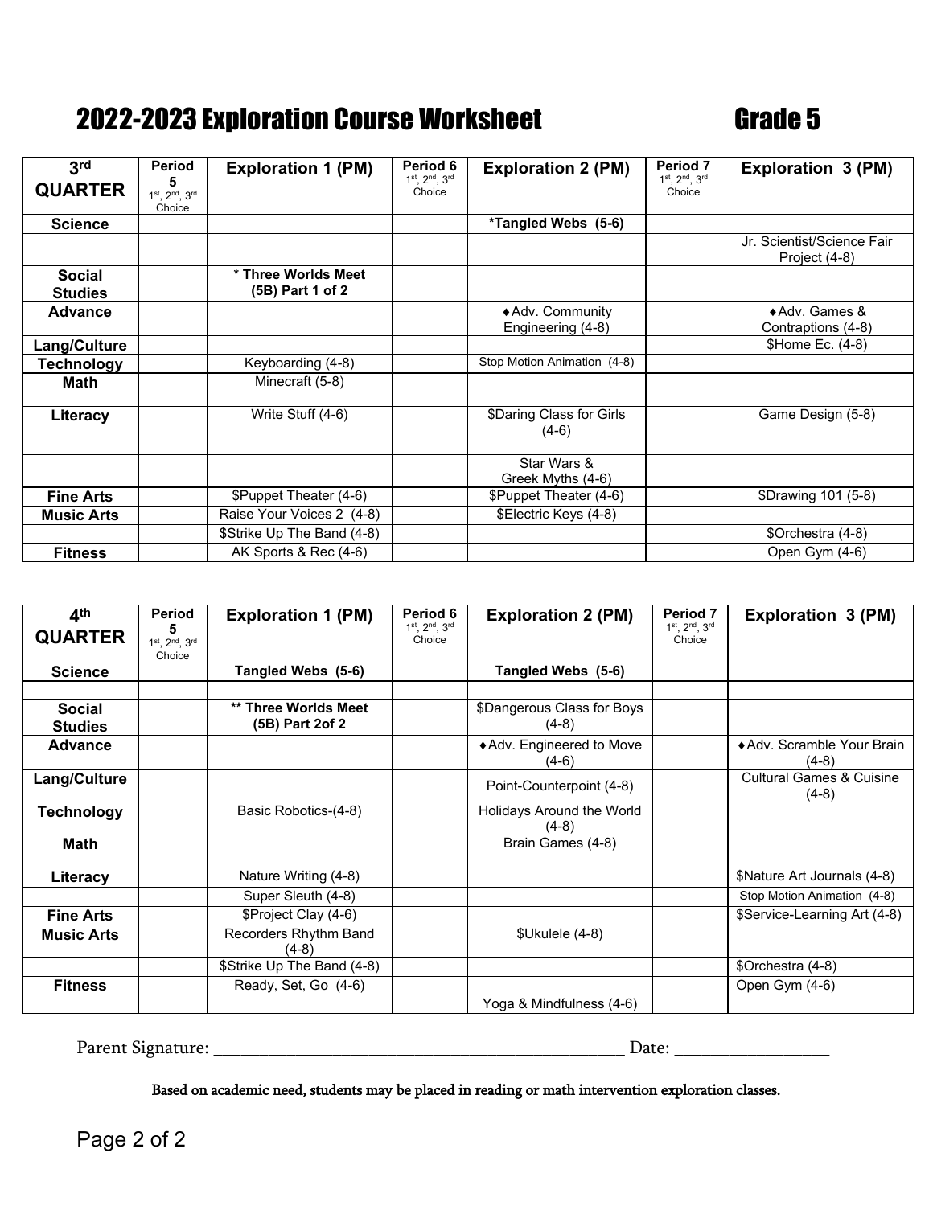# 2022-2023 Exploration Course Worksheet — Grade 5

| 3rd QUARTER | Period 5 1st, 2nd, 3rd Choice | Exploration 1 (PM) | Period 6 1st, 2nd, 3rd Choice | Exploration 2 (PM) | Period 7 1st, 2nd, 3rd Choice | Exploration 3 (PM) |
|---|---|---|---|---|---|---|
| **Science** | | | | **\*Tangled Webs (5-6)** | | |
| | | | | | | Jr. Scientist/Science Fair Project (4-8) |
| **Social Studies** | | **\* Three Worlds Meet (5B) Part 1 of 2** | | | | |
| **Advance** | | | | ♦Adv. Community Engineering (4-8) | | ♦Adv. Games & Contraptions (4-8) |
| **Lang/Culture** | | | | | | $Home Ec. (4-8) |
| **Technology** | | Keyboarding (4-8) | | Stop Motion Animation (4-8) | | |
| **Math** | | Minecraft (5-8) | | | | |
| **Literacy** | | Write Stuff (4-6) | | $Daring Class for Girls (4-6) | | Game Design (5-8) |
| | | | | Star Wars & Greek Myths (4-6) | | |
| **Fine Arts** | | $Puppet Theater (4-6) | | $Puppet Theater (4-6) | | $Drawing 101 (5-8) |
| **Music Arts** | | Raise Your Voices 2 (4-8) | | $Electric Keys (4-8) | | |
| | | $Strike Up The Band (4-8) | | | | $Orchestra (4-8) |
| **Fitness** | | AK Sports & Rec (4-6) | | | | Open Gym (4-6) |

| 4th QUARTER | Period 5 1st, 2nd, 3rd Choice | Exploration 1 (PM) | Period 6 1st, 2nd, 3rd Choice | Exploration 2 (PM) | Period 7 1st, 2nd, 3rd Choice | Exploration 3 (PM) |
|---|---|---|---|---|---|---|
| **Science** | | **Tangled Webs (5-6)** | | **Tangled Webs (5-6)** | | |
| | | | | | | |
| **Social Studies** | | **\*\* Three Worlds Meet (5B) Part 2of 2** | | $Dangerous Class for Boys (4-8) | | |
| **Advance** | | | | ♦Adv. Engineered to Move (4-6) | | ♦Adv. Scramble Your Brain (4-8) |
| **Lang/Culture** | | | | Point-Counterpoint (4-8) | | Cultural Games & Cuisine (4-8) |
| **Technology** | | Basic Robotics-(4-8) | | Holidays Around the World (4-8) | | |
| **Math** | | | | Brain Games (4-8) | | |
| **Literacy** | | Nature Writing (4-8) | | | | $Nature Art Journals (4-8) |
| | | Super Sleuth (4-8) | | | | Stop Motion Animation (4-8) |
| **Fine Arts** | | $Project Clay (4-6) | | | | $Service-Learning Art (4-8) |
| **Music Arts** | | Recorders Rhythm Band (4-8) | | $Ukulele (4-8) | | |
| | | $Strike Up The Band (4-8) | | | | $Orchestra (4-8) |
| **Fitness** | | Ready, Set, Go (4-6) | | | | Open Gym (4-6) |
| | | | | Yoga & Mindfulness (4-6) | | |

Parent Signature: ______________________________ Date: ______________

**Based on academic need, students may be placed in reading or math intervention exploration classes.**